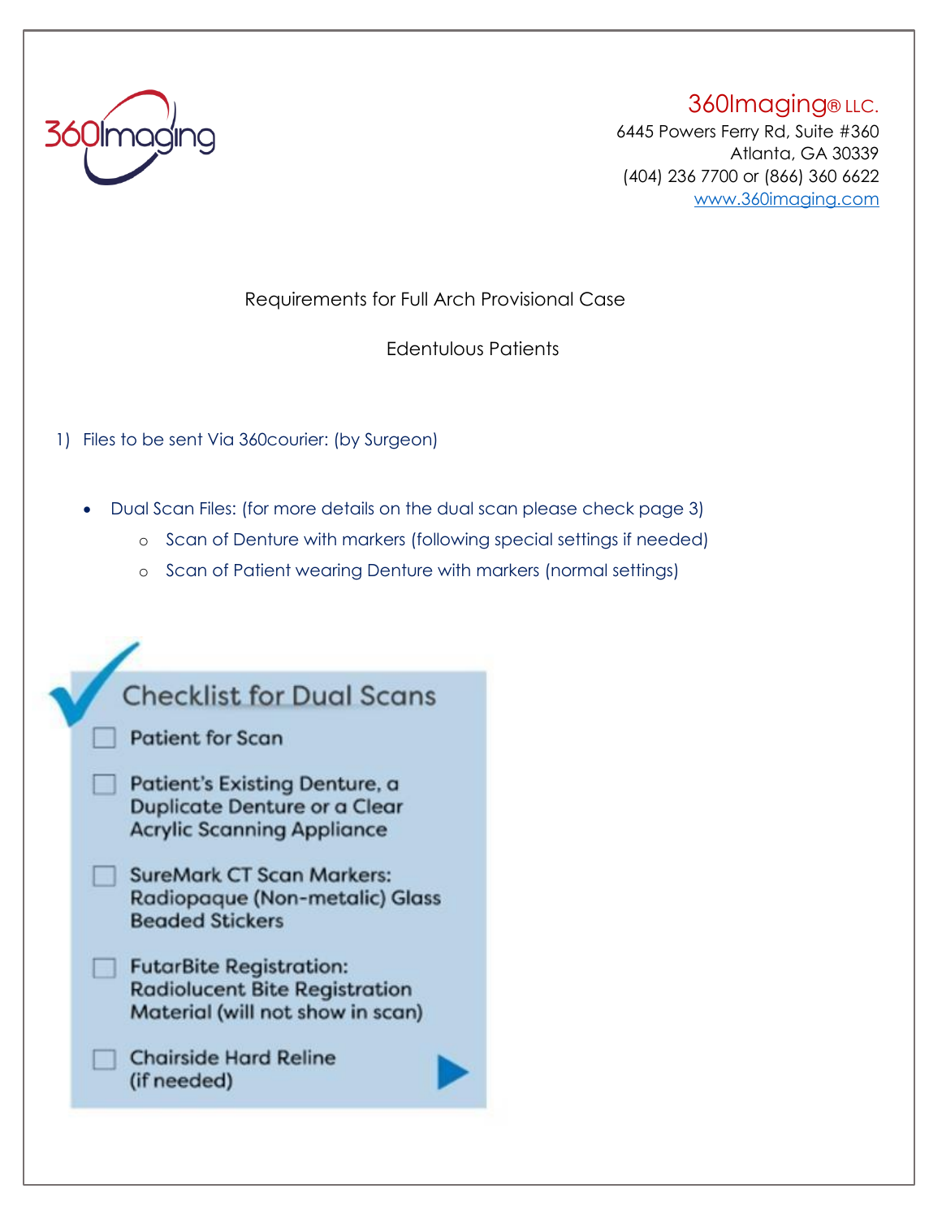360Imaging® LLC.
6445 Powers Ferry Rd, Suite #360
Atlanta, GA 30339
(404) 236 7700 or (866) 360 6622
www.360imaging.com

## Requirements for Full Arch Provisional Case

### Edentulous Patients

1) Files to be sent Via 360courier: (by Surgeon)

- Dual Scan Files: (for more details on the dual scan please check page 3)
  - Scan of Denture with markers (following special settings if needed)
  - Scan of Patient wearing Denture with markers (normal settings)

**Checklist for Dual Scans**

- [ ] Patient for Scan
- [ ] Patient's Existing Denture, a Duplicate Denture or a Clear Acrylic Scanning Appliance
- [ ] SureMark CT Scan Markers: Radiopaque (Non-metalic) Glass Beaded Stickers
- [ ] FutarBite Registration: Radiolucent Bite Registration Material (will not show in scan)
- [ ] Chairside Hard Reline (if needed)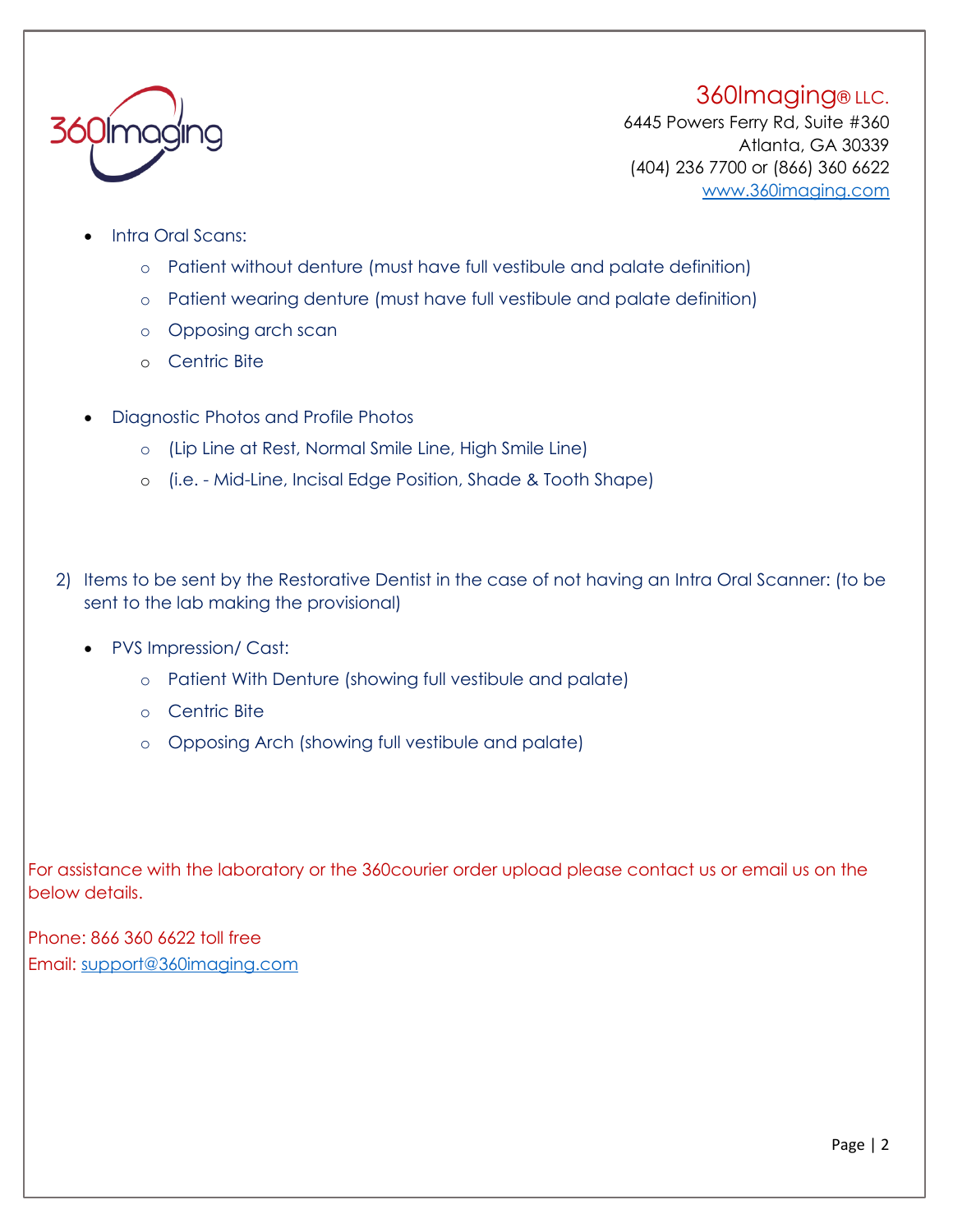360Imaging® LLC.
6445 Powers Ferry Rd, Suite #360
Atlanta, GA 30339
(404) 236 7700 or (866) 360 6622
www.360imaging.com

- Intra Oral Scans:
  - Patient without denture (must have full vestibule and palate definition)
  - Patient wearing denture (must have full vestibule and palate definition)
  - Opposing arch scan
  - Centric Bite
- Diagnostic Photos and Profile Photos
  - (Lip Line at Rest, Normal Smile Line, High Smile Line)
  - (i.e. - Mid-Line, Incisal Edge Position, Shade & Tooth Shape)

2) Items to be sent by the Restorative Dentist in the case of not having an Intra Oral Scanner: (to be sent to the lab making the provisional)

- PVS Impression/ Cast:
  - Patient With Denture (showing full vestibule and palate)
  - Centric Bite
  - Opposing Arch (showing full vestibule and palate)

For assistance with the laboratory or the 360courier order upload please contact us or email us on the below details.

Phone: 866 360 6622 toll free
Email: support@360imaging.com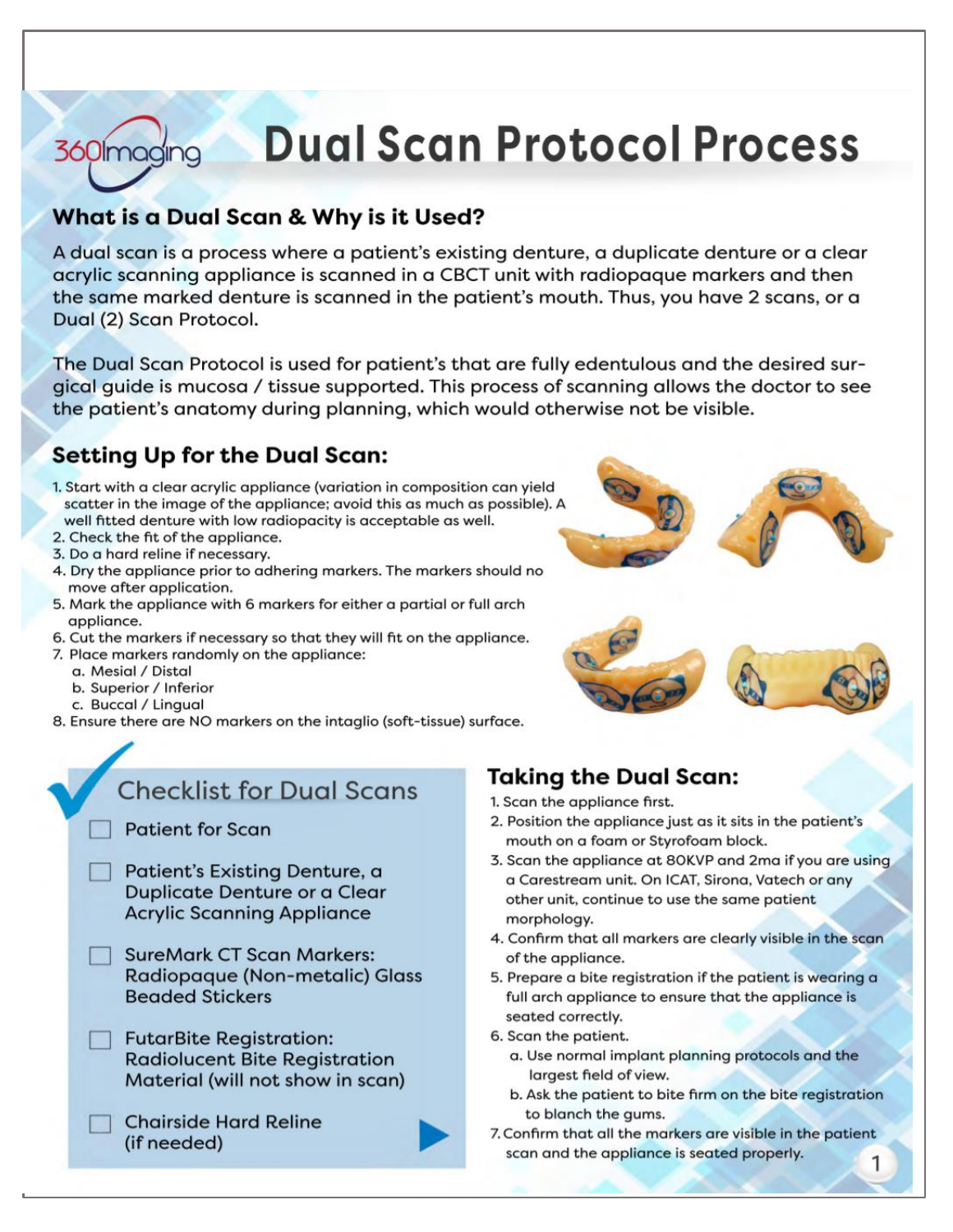360Imaging

# Dual Scan Protocol Process

## What is a Dual Scan & Why is it Used?

A dual scan is a process where a patient's existing denture, a duplicate denture or a clear acrylic scanning appliance is scanned in a CBCT unit with radiopaque markers and then the same marked denture is scanned in the patient's mouth. Thus, you have 2 scans, or a Dual (2) Scan Protocol.

The Dual Scan Protocol is used for patient's that are fully edentulous and the desired surgical guide is mucosa / tissue supported. This process of scanning allows the doctor to see the patient's anatomy during planning, which would otherwise not be visible.

## Setting Up for the Dual Scan:

1. Start with a clear acrylic appliance (variation in composition can yield scatter in the image of the appliance; avoid this as much as possible). A well fitted denture with low radiopacity is acceptable as well.
2. Check the fit of the appliance.
3. Do a hard reline if necessary.
4. Dry the appliance prior to adhering markers. The markers should no move after application.
5. Mark the appliance with 6 markers for either a partial or full arch appliance.
6. Cut the markers if necessary so that they will fit on the appliance.
7. Place markers randomly on the appliance:
   a. Mesial / Distal
   b. Superior / Inferior
   c. Buccal / Lingual
8. Ensure there are NO markers on the intaglio (soft-tissue) surface.

## Checklist for Dual Scans

- ☐ Patient for Scan
- ☐ Patient's Existing Denture, a Duplicate Denture or a Clear Acrylic Scanning Appliance
- ☐ SureMark CT Scan Markers: Radiopaque (Non-metalic) Glass Beaded Stickers
- ☐ FutarBite Registration: Radiolucent Bite Registration Material (will not show in scan)
- ☐ Chairside Hard Reline (if needed)

## Taking the Dual Scan:

1. Scan the appliance first.
2. Position the appliance just as it sits in the patient's mouth on a foam or Styrofoam block.
3. Scan the appliance at 80KVP and 2ma if you are using a Carestream unit. On ICAT, Sirona, Vatech or any other unit, continue to use the same patient morphology.
4. Confirm that all markers are clearly visible in the scan of the appliance.
5. Prepare a bite registration if the patient is wearing a full arch appliance to ensure that the appliance is seated correctly.
6. Scan the patient.
   a. Use normal implant planning protocols and the largest field of view.
   b. Ask the patient to bite firm on the bite registration to blanch the gums.
7. Confirm that all the markers are visible in the patient scan and the appliance is seated properly.